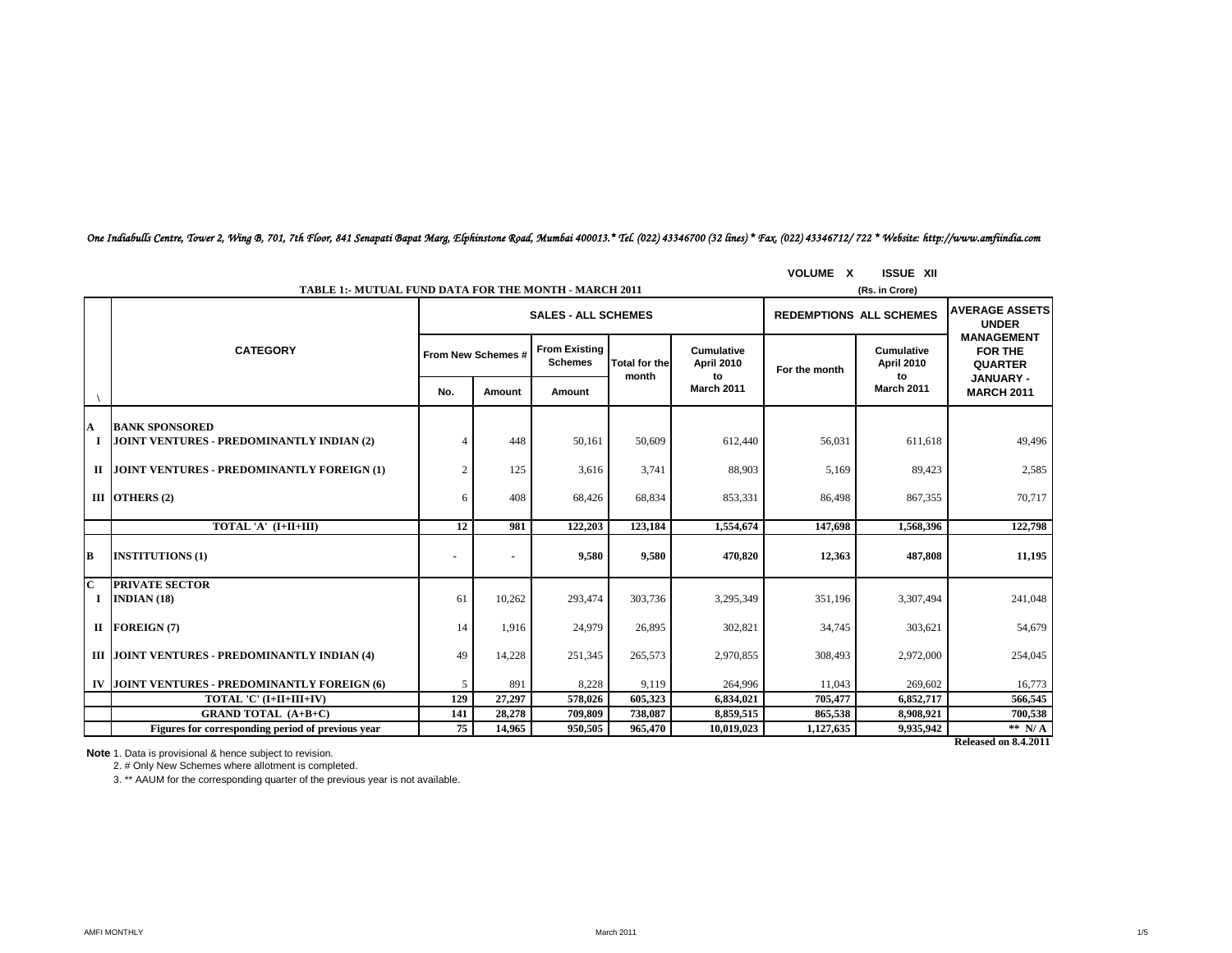*One Indiabulls Centre, Tower 2, Wing B, 701, 7th Floor, 841 Senapati Bapat Marg, Elphinstone Road, Mumbai 400013.* Tel. (022) 43346700 (32 lines) * Fax. (022) 43346712/ 722 * Website: http://www.amfiindia.com*

**VOLUME X ISSUE XII**

**TABLE 1:- MUTUAL FUND DATA FOR THE MONTH - MARCH 2011**

(Rs. in Crore)

| | CATEGORY | SALES - ALL SCHEMES | | | | | REDEMPTIONS ALL SCHEMES | | AVERAGE ASSETS UNDER MANAGEMENT FOR THE QUARTER JANUARY - MARCH 2011 |
|---|---|---|---|---|---|---|---|---|---|
| | | From New Schemes # | | From Existing Schemes | Total for the month | Cumulative April 2010 to March 2011 | For the month | Cumulative April 2010 to March 2011 | |
| \ | | No. | Amount | Amount | | | | | |
| **A** | **BANK SPONSORED** | | | | | | | | |
| **I** | **JOINT VENTURES - PREDOMINANTLY INDIAN (2)** | 4 | 448 | 50,161 | 50,609 | 612,440 | 56,031 | 611,618 | 49,496 |
| **II** | **JOINT VENTURES - PREDOMINANTLY FOREIGN (1)** | 2 | 125 | 3,616 | 3,741 | 88,903 | 5,169 | 89,423 | 2,585 |
| **III** | **OTHERS (2)** | 6 | 408 | 68,426 | 68,834 | 853,331 | 86,498 | 867,355 | 70,717 |
| | **TOTAL 'A' (I+II+III)** | **12** | **981** | **122,203** | **123,184** | **1,554,674** | **147,698** | **1,568,396** | **122,798** |
| **B** | **INSTITUTIONS (1)** | **-** | **-** | **9,580** | **9,580** | **470,820** | **12,363** | **487,808** | **11,195** |
| **C** | **PRIVATE SECTOR** | | | | | | | | |
| **I** | **INDIAN (18)** | 61 | 10,262 | 293,474 | 303,736 | 3,295,349 | 351,196 | 3,307,494 | 241,048 |
| **II** | **FOREIGN (7)** | 14 | 1,916 | 24,979 | 26,895 | 302,821 | 34,745 | 303,621 | 54,679 |
| **III** | **JOINT VENTURES - PREDOMINANTLY INDIAN (4)** | 49 | 14,228 | 251,345 | 265,573 | 2,970,855 | 308,493 | 2,972,000 | 254,045 |
| **IV** | **JOINT VENTURES - PREDOMINANTLY FOREIGN (6)** | 5 | 891 | 8,228 | 9,119 | 264,996 | 11,043 | 269,602 | 16,773 |
| | **TOTAL 'C' (I+II+III+IV)** | **129** | **27,297** | **578,026** | **605,323** | **6,834,021** | **705,477** | **6,852,717** | **566,545** |
| | **GRAND TOTAL (A+B+C)** | **141** | **28,278** | **709,809** | **738,087** | **8,859,515** | **865,538** | **8,908,921** | **700,538** |
| | **Figures for corresponding period of previous year** | **75** | **14,965** | **950,505** | **965,470** | **10,019,023** | **1,127,635** | **9,935,942** | **\*\* N/ A** |

**Released on 8.4.2011**

**Note** 1. Data is provisional & hence subject to revision.

2. # Only New Schemes where allotment is completed.

3. ** AAUM for the corresponding quarter of the previous year is not available.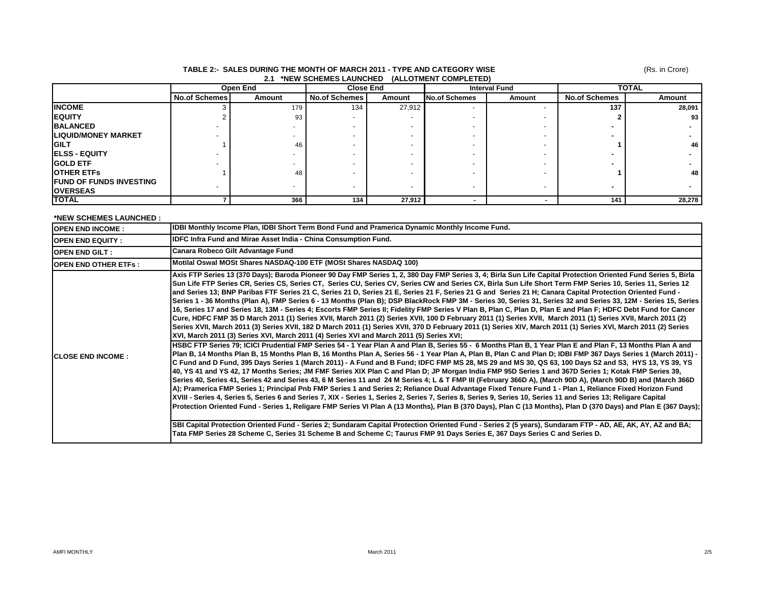**TABLE 2:- SALES DURING THE MONTH OF MARCH 2011 - TYPE AND CATEGORY WISE** (Rs. in Crore)

**2.1 *NEW SCHEMES LAUNCHED (ALLOTMENT COMPLETED)**

| | Open End | | Close End | | Interval Fund | | TOTAL | |
|---|---|---|---|---|---|---|---|---|
| | No.of Schemes | Amount | No.of Schemes | Amount | No.of Schemes | Amount | No.of Schemes | Amount |
| **INCOME** | 3 | 179 | 134 | 27,912 | - | - | **137** | **28,091** |
| **EQUITY** | 2 | 93 | - | - | - | - | **2** | **93** |
| **BALANCED** | - | - | - | - | - | - | **-** | **-** |
| **LIQUID/MONEY MARKET** | - | - | - | - | - | - | **-** | **-** |
| **GILT** | 1 | 46 | - | - | - | - | **1** | **46** |
| **ELSS - EQUITY** | - | - | - | - | - | - | **-** | **-** |
| **GOLD ETF** | - | - | - | - | - | - | **-** | **-** |
| **OTHER ETFs** | 1 | 48 | - | - | - | - | **1** | **48** |
| **FUND OF FUNDS INVESTING OVERSEAS** | - | - | - | - | - | - | **-** | **-** |
| **TOTAL** | **7** | **366** | **134** | **27,912** | **-** | **-** | **141** | **28,278** |

**\*NEW SCHEMES LAUNCHED :**

| | |
|---|---|
| **OPEN END INCOME :** | **IDBI Monthly Income Plan, IDBI Short Term Bond Fund and Pramerica Dynamic Monthly Income Fund.** |
| **OPEN END EQUITY :** | **IDFC Infra Fund and Mirae Asset India - China Consumption Fund.** |
| **OPEN END GILT :** | **Canara Robeco Gilt Advantage Fund** |
| **OPEN END OTHER ETFs :** | **Motilal Oswal MOSt Shares NASDAQ-100 ETF (MOSt Shares NASDAQ 100)** |
| **CLOSE END INCOME :** | **Axis FTP Series 13 (370 Days); Baroda Pioneer 90 Day FMP Series 1, 2, 380 Day FMP Series 3, 4; Birla Sun Life Capital Protection Oriented Fund Series 5, Birla Sun Life FTP Series CR, Series CS, Series CT, Series CU, Series CV, Series CW and Series CX, Birla Sun Life Short Term FMP Series 10, Series 11, Series 12 and Series 13; BNP Paribas FTF Series 21 C, Series 21 D, Series 21 E, Series 21 F, Series 21 G and Series 21 H; Canara Capital Protection Oriented Fund - Series 1 - 36 Months (Plan A), FMP Series 6 - 13 Months (Plan B); DSP BlackRock FMP 3M - Series 30, Series 31, Series 32 and Series 33, 12M - Series 15, Series 16, Series 17 and Series 18, 13M - Series 4; Escorts FMP Series II; Fidelity FMP Series V Plan B, Plan C, Plan D, Plan E and Plan F; HDFC Debt Fund for Cancer Cure, HDFC FMP 35 D March 2011 (1) Series XVII, March 2011 (2) Series XVII, 100 D February 2011 (1) Series XVII, March 2011 (1) Series XVII, March 2011 (2) Series XVII, March 2011 (3) Series XVII, 182 D March 2011 (1) Series XVII, 370 D February 2011 (1) Series XIV, March 2011 (1) Series XVI, March 2011 (2) Series XVI, March 2011 (3) Series XVI, March 2011 (4) Series XVI and March 2011 (5) Series XVI; HSBC FTP Series 79; ICICI Prudential FMP Series 54 - 1 Year Plan A and Plan B, Series 55 - 6 Months Plan B, 1 Year Plan E and Plan F, 13 Months Plan A and Plan B, 14 Months Plan B, 15 Months Plan B, 16 Months Plan A, Series 56 - 1 Year Plan A, Plan B, Plan C and Plan D; IDBI FMP 367 Days Series 1 (March 2011) - C Fund and D Fund, 395 Days Series 1 (March 2011) - A Fund and B Fund; IDFC FMP MS 28, MS 29 and MS 30, QS 63, 100 Days S2 and S3, HYS 13, YS 39, YS 40, YS 41 and YS 42, 17 Months Series; JM FMF Series XIX Plan C and Plan D; JP Morgan India FMP 95D Series 1 and 367D Series 1; Kotak FMP Series 39, Series 40, Series 41, Series 42 and Series 43, 6 M Series 11 and 24 M Series 4; L & T FMP III (February 366D A), (March 90D A), (March 90D B) and (March 366D A); Pramerica FMP Series 1; Principal Pnb FMP Series 1 and Series 2; Reliance Dual Advantage Fixed Tenure Fund 1 - Plan 1, Reliance Fixed Horizon Fund XVIII - Series 4, Series 5, Series 6 and Series 7, XIX - Series 1, Series 2, Series 7, Series 8, Series 9, Series 10, Series 11 and Series 13; Religare Capital Protection Oriented Fund - Series 1, Religare FMP Series VI Plan A (13 Months), Plan B (370 Days), Plan C (13 Months), Plan D (370 Days) and Plan E (367 Days); SBI Capital Protection Oriented Fund - Series 2; Sundaram Capital Protection Oriented Fund - Series 2 (5 years), Sundaram FTP - AD, AE, AK, AY, AZ and BA; Tata FMP Series 28 Scheme C, Series 31 Scheme B and Scheme C; Taurus FMP 91 Days Series E, 367 Days Series C and Series D.** |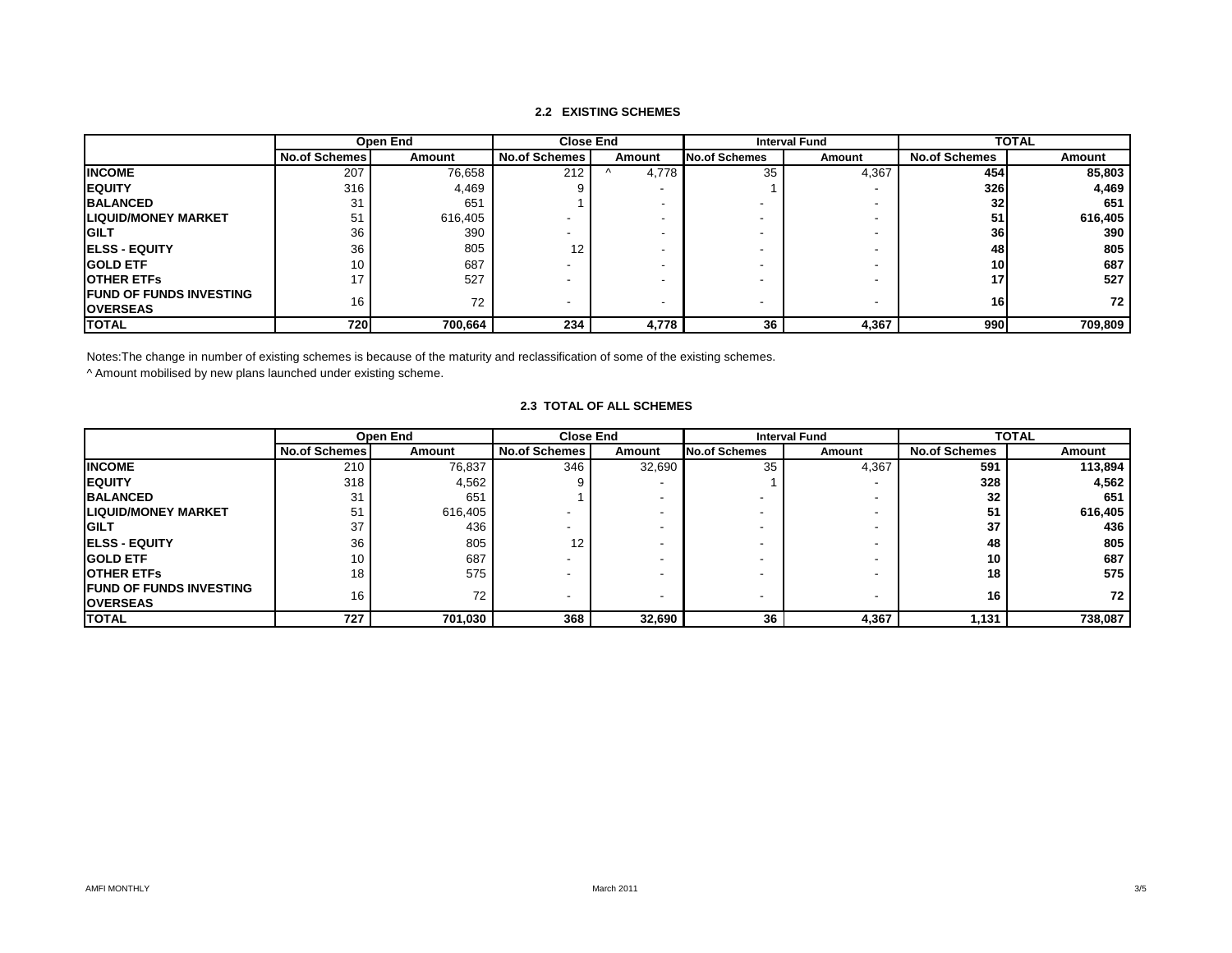### 2.2 EXISTING SCHEMES

| | Open End | | Close End | | Interval Fund | | TOTAL | |
|---|---|---|---|---|---|---|---|---|
| | No.of Schemes | Amount | No.of Schemes | Amount | No.of Schemes | Amount | No.of Schemes | Amount |
| **INCOME** | 207 | 76,658 | 212 | ^ 4,778 | 35 | 4,367 | **454** | **85,803** |
| **EQUITY** | 316 | 4,469 | 9 | - | 1 | - | **326** | **4,469** |
| **BALANCED** | 31 | 651 | 1 | - | - | - | **32** | **651** |
| **LIQUID/MONEY MARKET** | 51 | 616,405 | - | - | - | - | **51** | **616,405** |
| **GILT** | 36 | 390 | - | - | - | - | **36** | **390** |
| **ELSS - EQUITY** | 36 | 805 | 12 | - | - | - | **48** | **805** |
| **GOLD ETF** | 10 | 687 | - | - | - | - | **10** | **687** |
| **OTHER ETFs** | 17 | 527 | - | - | - | - | **17** | **527** |
| **FUND OF FUNDS INVESTING OVERSEAS** | 16 | 72 | - | - | - | - | **16** | **72** |
| **TOTAL** | **720** | **700,664** | **234** | **4,778** | **36** | **4,367** | **990** | **709,809** |

Notes:The change in number of existing schemes is because of the maturity and reclassification of some of the existing schemes.

^ Amount mobilised by new plans launched under existing scheme.

### 2.3 TOTAL OF ALL SCHEMES

| | Open End | | Close End | | Interval Fund | | TOTAL | |
|---|---|---|---|---|---|---|---|---|
| | No.of Schemes | Amount | No.of Schemes | Amount | No.of Schemes | Amount | No.of Schemes | Amount |
| **INCOME** | 210 | 76,837 | 346 | 32,690 | 35 | 4,367 | **591** | **113,894** |
| **EQUITY** | 318 | 4,562 | 9 | - | 1 | - | **328** | **4,562** |
| **BALANCED** | 31 | 651 | 1 | - | - | - | **32** | **651** |
| **LIQUID/MONEY MARKET** | 51 | 616,405 | - | - | - | - | **51** | **616,405** |
| **GILT** | 37 | 436 | - | - | - | - | **37** | **436** |
| **ELSS - EQUITY** | 36 | 805 | 12 | - | - | - | **48** | **805** |
| **GOLD ETF** | 10 | 687 | - | - | - | - | **10** | **687** |
| **OTHER ETFs** | 18 | 575 | - | - | - | - | **18** | **575** |
| **FUND OF FUNDS INVESTING OVERSEAS** | 16 | 72 | - | - | - | - | **16** | **72** |
| **TOTAL** | **727** | **701,030** | **368** | **32,690** | **36** | **4,367** | **1,131** | **738,087** |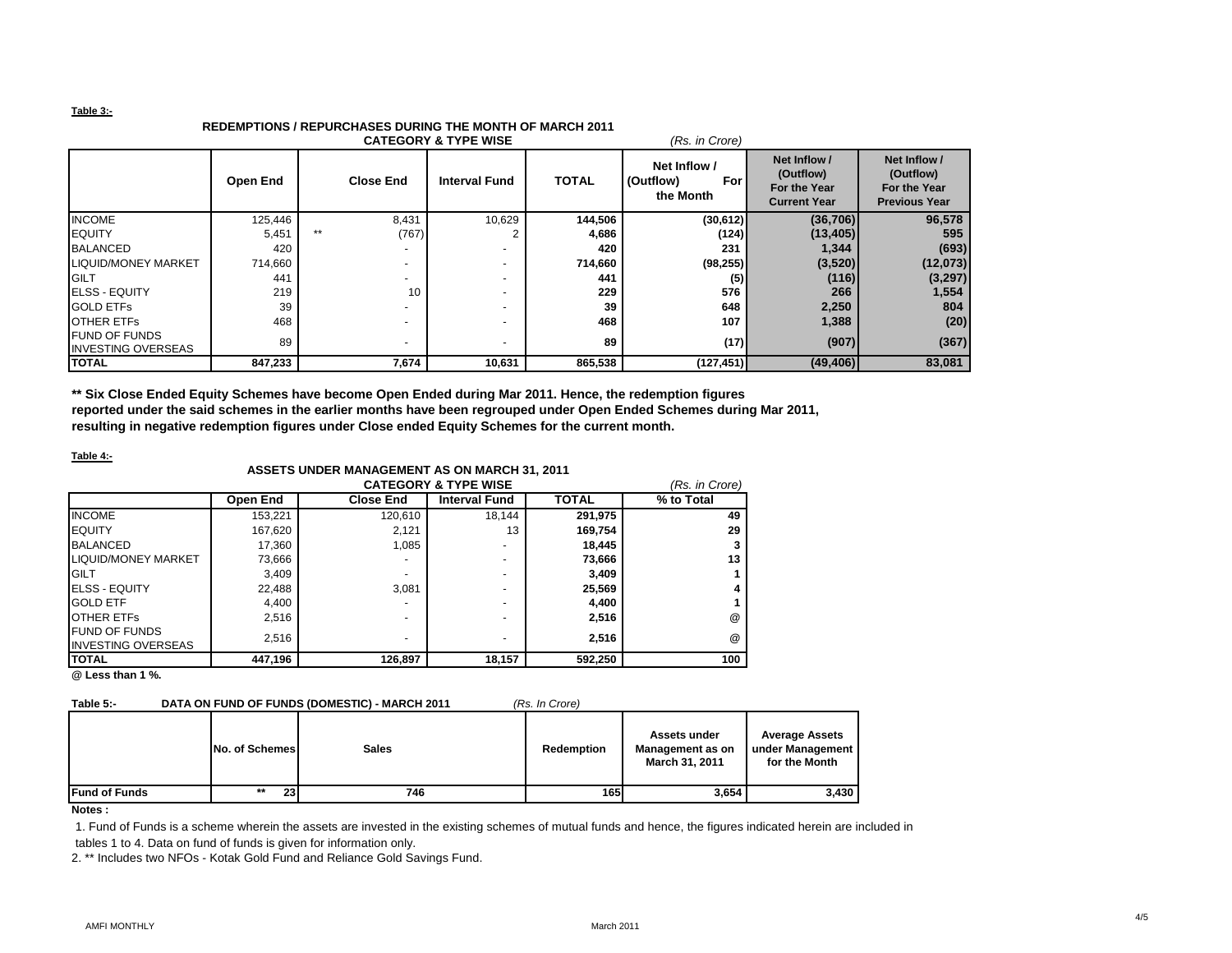**Table 3:-**

**REDEMPTIONS / REPURCHASES DURING THE MONTH OF MARCH 2011**
**CATEGORY & TYPE WISE**

*(Rs. in Crore)*

| | Open End | Close End | Interval Fund | TOTAL | Net Inflow / (Outflow) For the Month | Net Inflow / (Outflow) For the Year Current Year | Net Inflow / (Outflow) For the Year Previous Year |
|---|---|---|---|---|---|---|---|
| INCOME | 125,446 | 8,431 | 10,629 | **144,506** | **(30,612)** | **(36,706)** | **96,578** |
| EQUITY | 5,451 | ** (767) | 2 | **4,686** | **(124)** | **(13,405)** | **595** |
| BALANCED | 420 | - | - | **420** | **231** | **1,344** | **(693)** |
| LIQUID/MONEY MARKET | 714,660 | - | - | **714,660** | **(98,255)** | **(3,520)** | **(12,073)** |
| GILT | 441 | - | - | **441** | **(5)** | **(116)** | **(3,297)** |
| ELSS - EQUITY | 219 | 10 | - | **229** | **576** | **266** | **1,554** |
| GOLD ETFs | 39 | - | - | **39** | **648** | **2,250** | **804** |
| OTHER ETFs | 468 | - | - | **468** | **107** | **1,388** | **(20)** |
| FUND OF FUNDS INVESTING OVERSEAS | 89 | - | - | **89** | **(17)** | **(907)** | **(367)** |
| **TOTAL** | **847,233** | **7,674** | **10,631** | **865,538** | **(127,451)** | **(49,406)** | **83,081** |

**** Six Close Ended Equity Schemes have become Open Ended during Mar 2011. Hence, the redemption figures reported under the said schemes in the earlier months have been regrouped under Open Ended Schemes during Mar 2011, resulting in negative redemption figures under Close ended Equity Schemes for the current month.**

**Table 4:-**

**ASSETS UNDER MANAGEMENT AS ON MARCH 31, 2011**
**CATEGORY & TYPE WISE**

*(Rs. in Crore)*

| | Open End | Close End | Interval Fund | TOTAL | % to Total |
|---|---|---|---|---|---|
| INCOME | 153,221 | 120,610 | 18,144 | **291,975** | **49** |
| EQUITY | 167,620 | 2,121 | 13 | **169,754** | **29** |
| BALANCED | 17,360 | 1,085 | - | **18,445** | **3** |
| LIQUID/MONEY MARKET | 73,666 | - | - | **73,666** | **13** |
| GILT | 3,409 | - | - | **3,409** | **1** |
| ELSS - EQUITY | 22,488 | 3,081 | - | **25,569** | **4** |
| GOLD ETF | 4,400 | - | - | **4,400** | **1** |
| OTHER ETFs | 2,516 | - | - | **2,516** | **@** |
| FUND OF FUNDS INVESTING OVERSEAS | 2,516 | - | - | **2,516** | **@** |
| **TOTAL** | **447,196** | **126,897** | **18,157** | **592,250** | **100** |

**@ Less than 1 %.**

**Table 5:- DATA ON FUND OF FUNDS (DOMESTIC) - MARCH 2011** *(Rs. In Crore)*

| | No. of Schemes | Sales | Redemption | Assets under Management as on March 31, 2011 | Average Assets under Management for the Month |
|---|---|---|---|---|---|
| **Fund of Funds** | ** 23 | 746 | 165 | 3,654 | 3,430 |

**Notes :**

1. Fund of Funds is a scheme wherein the assets are invested in the existing schemes of mutual funds and hence, the figures indicated herein are included in tables 1 to 4. Data on fund of funds is given for information only.
2. ** Includes two NFOs - Kotak Gold Fund and Reliance Gold Savings Fund.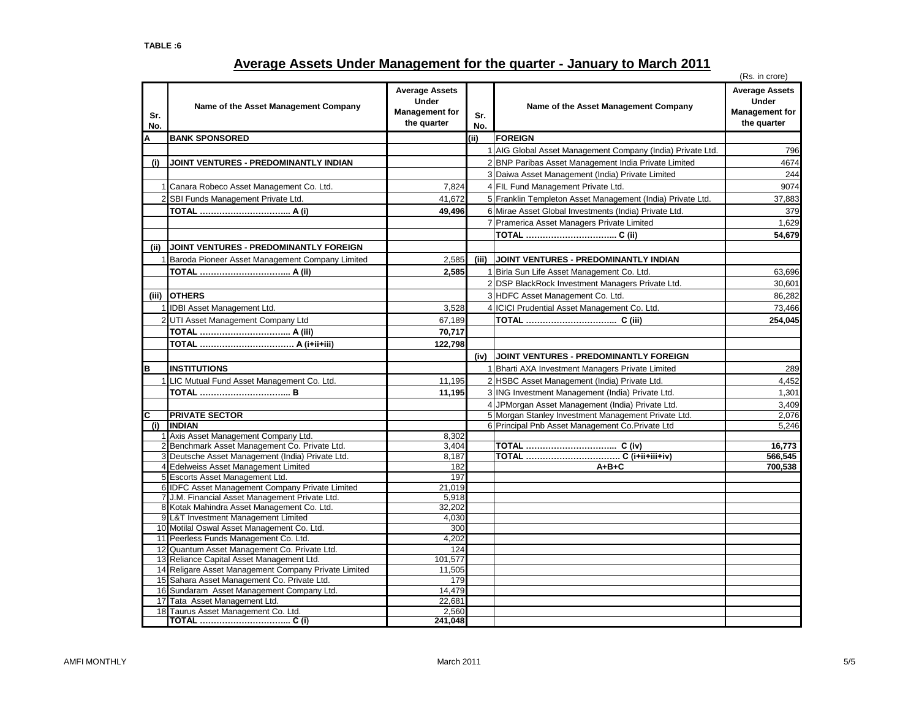TABLE :6

# Average Assets Under Management for the quarter - January to March 2011

(Rs. in crore)

| Sr. No. | Name of the Asset Management Company | Average Assets Under Management for the quarter | Sr. No. | Name of the Asset Management Company | Average Assets Under Management for the quarter |
|---|---|---|---|---|---|
| A | **BANK SPONSORED** | | (ii) | **FOREIGN** | |
| | | | 1 | AIG Global Asset Management Company (India) Private Ltd. | 796 |
| (i) | **JOINT VENTURES - PREDOMINANTLY INDIAN** | | 2 | BNP Paribas Asset Management India Private Limited | 4674 |
| | | | 3 | Daiwa Asset Management (India) Private Limited | 244 |
| 1 | Canara Robeco Asset Management Co. Ltd. | 7,824 | 4 | FIL Fund Management Private Ltd. | 9074 |
| 2 | SBI Funds Management Private Ltd. | 41,672 | 5 | Franklin Templeton Asset Management (India) Private Ltd. | 37,883 |
| | **TOTAL ………………………….. A (i)** | **49,496** | 6 | Mirae Asset Global Investments (India) Private Ltd. | 379 |
| | | | 7 | Pramerica Asset Managers Private Limited | 1,629 |
| | | | | **TOTAL ………………………….. C (ii)** | **54,679** |
| (ii) | **JOINT VENTURES - PREDOMINANTLY FOREIGN** | | | | |
| 1 | Baroda Pioneer Asset Management Company Limited | 2,585 | (iii) | **JOINT VENTURES - PREDOMINANTLY INDIAN** | |
| | **TOTAL ………………………….. A (ii)** | **2,585** | 1 | Birla Sun Life Asset Management Co. Ltd. | 63,696 |
| | | | 2 | DSP BlackRock Investment Managers Private Ltd. | 30,601 |
| (iii) | **OTHERS** | | 3 | HDFC Asset Management Co. Ltd. | 86,282 |
| 1 | IDBI Asset Management Ltd. | 3,528 | 4 | ICICI Prudential Asset Management Co. Ltd. | 73,466 |
| 2 | UTI Asset Management Company Ltd | 67,189 | | **TOTAL ………………………….. C (iii)** | **254,045** |
| | **TOTAL ………………………….. A (iii)** | **70,717** | | | |
| | **TOTAL …………………………… A (i+ii+iii)** | **122,798** | | | |
| | | | (iv) | **JOINT VENTURES - PREDOMINANTLY FOREIGN** | |
| B | **INSTITUTIONS** | | 1 | Bharti AXA Investment Managers Private Limited | 289 |
| 1 | LIC Mutual Fund Asset Management Co. Ltd. | 11,195 | 2 | HSBC Asset Management (India) Private Ltd. | 4,452 |
| | **TOTAL ………………………….. B** | **11,195** | 3 | ING Investment Management (India) Private Ltd. | 1,301 |
| | | | 4 | JPMorgan Asset Management (India) Private Ltd. | 3,409 |
| C | **PRIVATE SECTOR** | | 5 | Morgan Stanley Investment Management Private Ltd. | 2,076 |
| (i) | **INDIAN** | | 6 | Principal Pnb Asset Management Co.Private Ltd | 5,246 |
| 1 | Axis Asset Management Company Ltd. | 8,302 | | | |
| 2 | Benchmark Asset Management Co. Private Ltd. | 3,404 | | **TOTAL ………………………….. C (iv)** | **16,773** |
| 3 | Deutsche Asset Management (India) Private Ltd. | 8,187 | | **TOTAL …………………………… C (i+ii+iii+iv)** | **566,545** |
| 4 | Edelweiss Asset Management Limited | 182 | | **A+B+C** | **700,538** |
| 5 | Escorts Asset Management Ltd. | 197 | | | |
| 6 | IDFC Asset Management Company Private Limited | 21,019 | | | |
| 7 | J.M. Financial Asset Management Private Ltd. | 5,918 | | | |
| 8 | Kotak Mahindra Asset Management Co. Ltd. | 32,202 | | | |
| 9 | L&T Investment Management Limited | 4,030 | | | |
| 10 | Motilal Oswal Asset Management Co. Ltd. | 300 | | | |
| 11 | Peerless Funds Management Co. Ltd. | 4,202 | | | |
| 12 | Quantum Asset Management Co. Private Ltd. | 124 | | | |
| 13 | Reliance Capital Asset Management Ltd. | 101,577 | | | |
| 14 | Religare Asset Management Company Private Limited | 11,505 | | | |
| 15 | Sahara Asset Management Co. Private Ltd. | 179 | | | |
| 16 | Sundaram Asset Management Company Ltd. | 14,479 | | | |
| 17 | Tata Asset Management Ltd. | 22,681 | | | |
| 18 | Taurus Asset Management Co. Ltd. | 2,560 | | | |
| | **TOTAL ………………………….. C (i)** | **241,048** | | | |